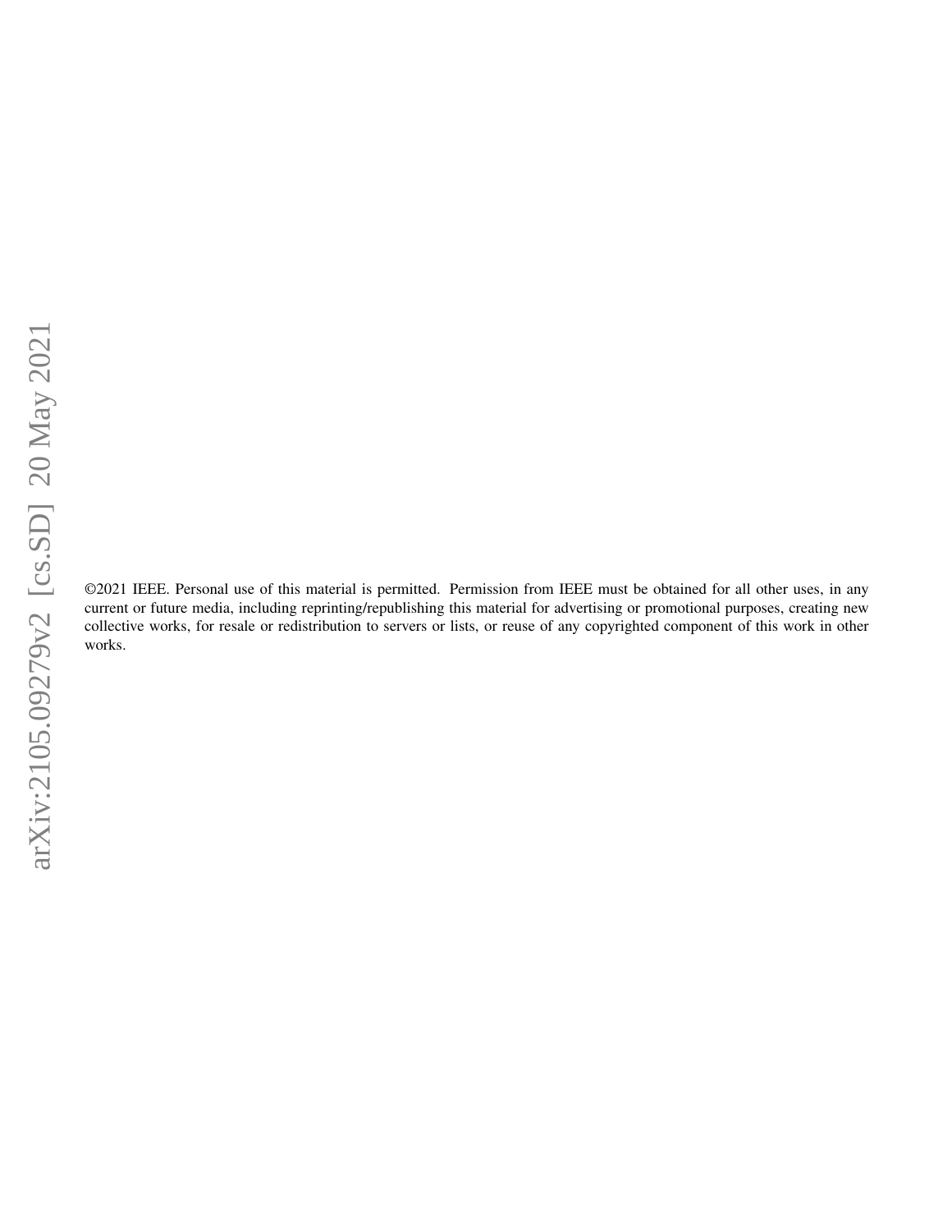©2021 IEEE. Personal use of this material is permitted. Permission from IEEE must be obtained for all other uses, in any current or future media, including reprinting/republishing this material for advertising or promotional purposes, creating new collective works, for resale or redistribution to servers or lists, or reuse of any copyrighted component of this work in other works.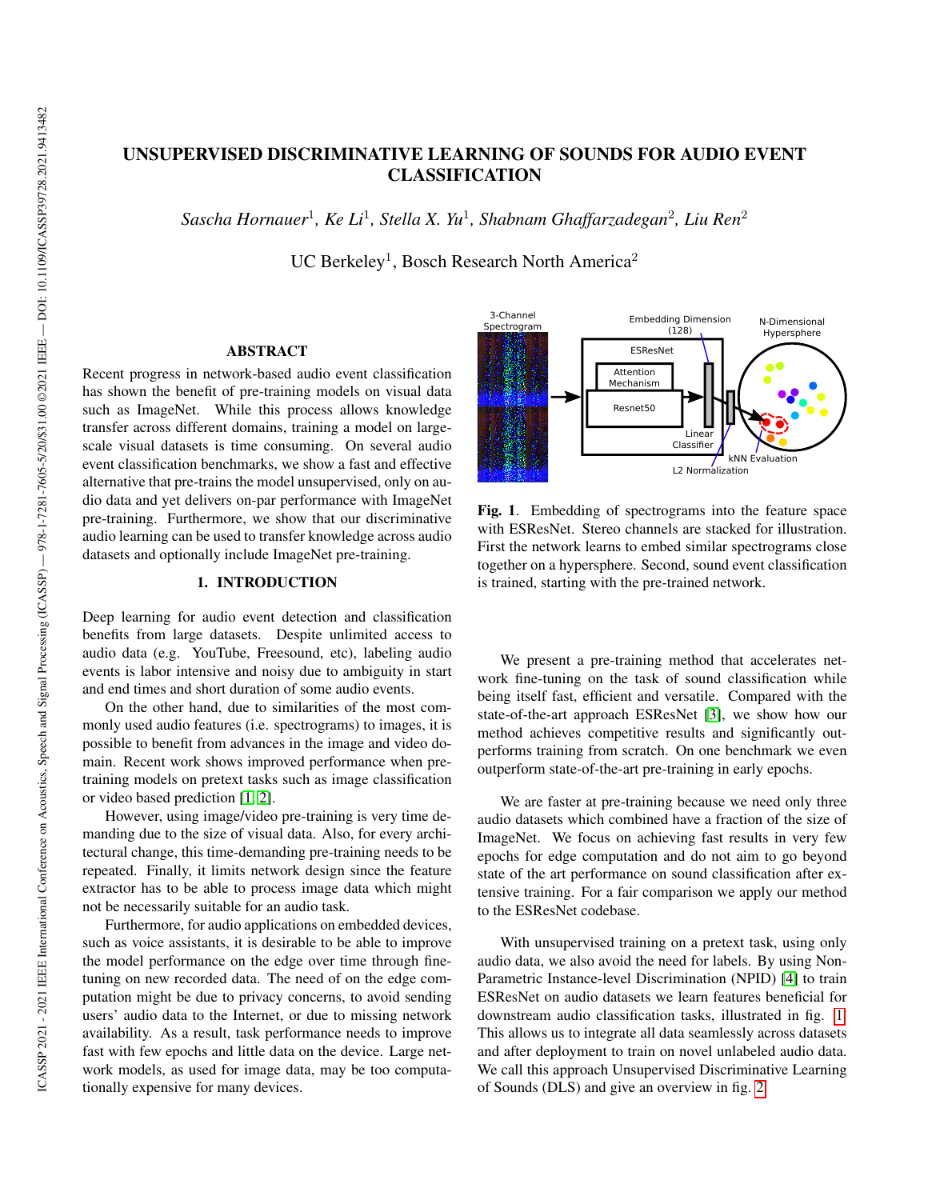# UNSUPERVISED DISCRIMINATIVE LEARNING OF SOUNDS FOR AUDIO EVENT CLASSIFICATION

*Sascha Hornauer*[1], *Ke Li*[1], *Stella X. Yu*[1], *Shabnam Ghaffarzadegan*[2], *Liu Ren*[2]

UC Berkeley[1], Bosch Research North America[2]

## ABSTRACT

Recent progress in network-based audio event classification has shown the benefit of pre-training models on visual data such as ImageNet. While this process allows knowledge transfer across different domains, training a model on large-scale visual datasets is time consuming. On several audio event classification benchmarks, we show a fast and effective alternative that pre-trains the model unsupervised, only on audio data and yet delivers on-par performance with ImageNet pre-training. Furthermore, we show that our discriminative audio learning can be used to transfer knowledge across audio datasets and optionally include ImageNet pre-training.

## 1. INTRODUCTION

Deep learning for audio event detection and classification benefits from large datasets. Despite unlimited access to audio data (e.g. YouTube, Freesound, etc), labeling audio events is labor intensive and noisy due to ambiguity in start and end times and short duration of some audio events.

On the other hand, due to similarities of the most commonly used audio features (i.e. spectrograms) to images, it is possible to benefit from advances in the image and video domain. Recent work shows improved performance when pre-training models on pretext tasks such as image classification or video based prediction [1, 2].

However, using image/video pre-training is very time demanding due to the size of visual data. Also, for every architectural change, this time-demanding pre-training needs to be repeated. Finally, it limits network design since the feature extractor has to be able to process image data which might not be necessarily suitable for an audio task.

Furthermore, for audio applications on embedded devices, such as voice assistants, it is desirable to be able to improve the model performance on the edge over time through fine-tuning on new recorded data. The need of on the edge computation might be due to privacy concerns, to avoid sending users' audio data to the Internet, or due to missing network availability. As a result, task performance needs to improve fast with few epochs and little data on the device. Large network models, as used for image data, may be too computationally expensive for many devices.

3-Channel Spectrogram
Embedding Dimension (128)
N-Dimensional Hypersphere
ESResNet
Attention Mechanism
Resnet50
Linear Classifier
kNN Evaluation
L2 Normalization

**Fig. 1**. Embedding of spectrograms into the feature space with ESResNet. Stereo channels are stacked for illustration. First the network learns to embed similar spectrograms close together on a hypersphere. Second, sound event classification is trained, starting with the pre-trained network.

We present a pre-training method that accelerates network fine-tuning on the task of sound classification while being itself fast, efficient and versatile. Compared with the state-of-the-art approach ESResNet [3], we show how our method achieves competitive results and significantly outperforms training from scratch. On one benchmark we even outperform state-of-the-art pre-training in early epochs.

We are faster at pre-training because we need only three audio datasets which combined have a fraction of the size of ImageNet. We focus on achieving fast results in very few epochs for edge computation and do not aim to go beyond state of the art performance on sound classification after extensive training. For a fair comparison we apply our method to the ESResNet codebase.

With unsupervised training on a pretext task, using only audio data, we also avoid the need for labels. By using Non-Parametric Instance-level Discrimination (NPID) [4] to train ESResNet on audio datasets we learn features beneficial for downstream audio classification tasks, illustrated in fig. 1. This allows us to integrate all data seamlessly across datasets and after deployment to train on novel unlabeled audio data. We call this approach Unsupervised Discriminative Learning of Sounds (DLS) and give an overview in fig. 2.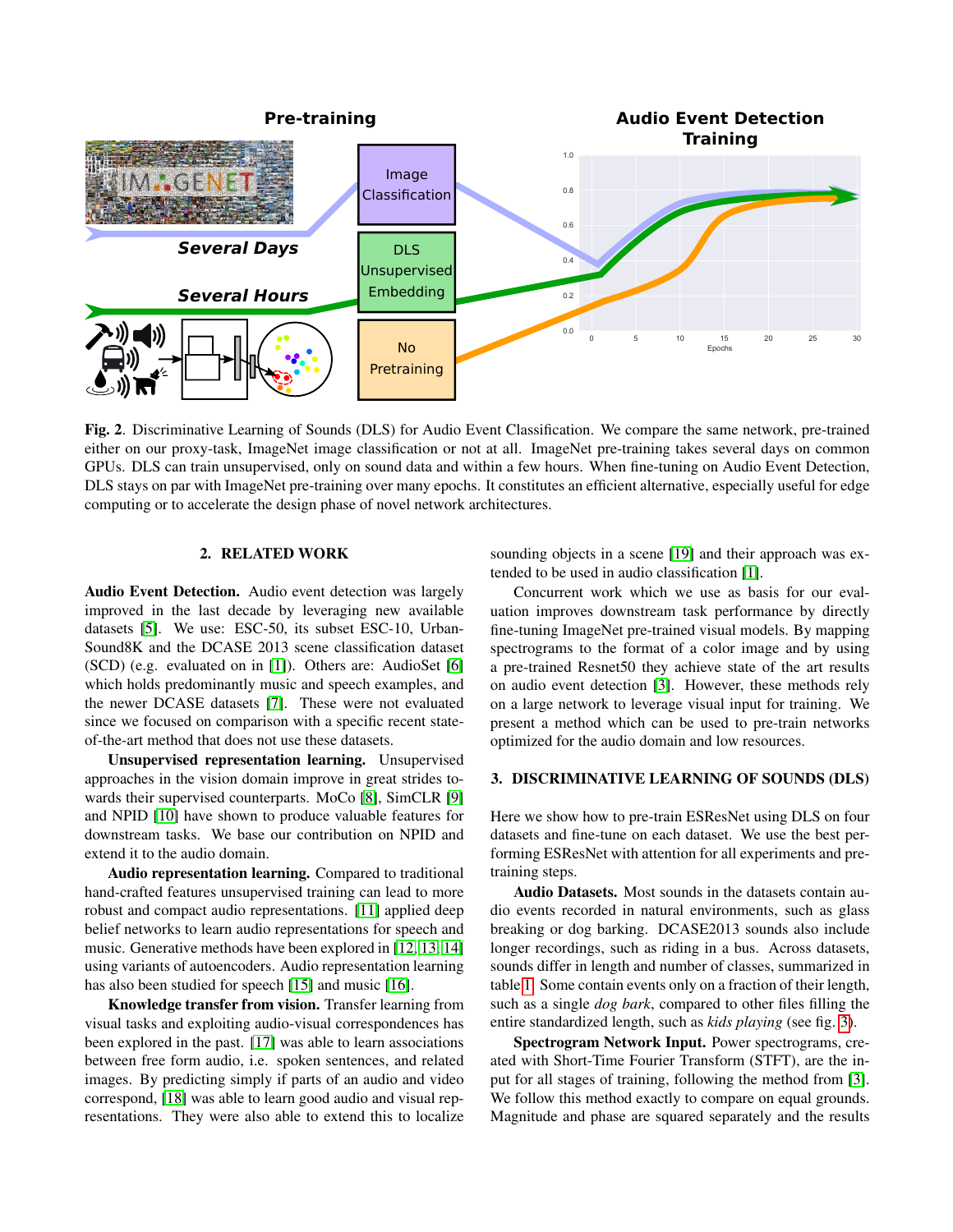Pre-training

Several Days

Several Hours

Image Classification

DLS Unsupervised Embedding

No Pretraining

Audio Event Detection Training

1.0
0.8
0.6
0.4
0.2
0.0
0 5 10 15 20 25 30
Epochs

**Fig. 2**. Discriminative Learning of Sounds (DLS) for Audio Event Classification. We compare the same network, pre-trained either on our proxy-task, ImageNet image classification or not at all. ImageNet pre-training takes several days on common GPUs. DLS can train unsupervised, only on sound data and within a few hours. When fine-tuning on Audio Event Detection, DLS stays on par with ImageNet pre-training over many epochs. It constitutes an efficient alternative, especially useful for edge computing or to accelerate the design phase of novel network architectures.

## 2. RELATED WORK

**Audio Event Detection.** Audio event detection was largely improved in the last decade by leveraging new available datasets [5]. We use: ESC-50, its subset ESC-10, UrbanSound8K and the DCASE 2013 scene classification dataset (SCD) (e.g. evaluated on in [1]). Others are: AudioSet [6] which holds predominantly music and speech examples, and the newer DCASE datasets [7]. These were not evaluated since we focused on comparison with a specific recent state-of-the-art method that does not use these datasets.

**Unsupervised representation learning.** Unsupervised approaches in the vision domain improve in great strides towards their supervised counterparts. MoCo [8], SimCLR [9] and NPID [10] have shown to produce valuable features for downstream tasks. We base our contribution on NPID and extend it to the audio domain.

**Audio representation learning.** Compared to traditional hand-crafted features unsupervised training can lead to more robust and compact audio representations. [11] applied deep belief networks to learn audio representations for speech and music. Generative methods have been explored in [12, 13, 14] using variants of autoencoders. Audio representation learning has also been studied for speech [15] and music [16].

**Knowledge transfer from vision.** Transfer learning from visual tasks and exploiting audio-visual correspondences has been explored in the past. [17] was able to learn associations between free form audio, i.e. spoken sentences, and related images. By predicting simply if parts of an audio and video correspond, [18] was able to learn good audio and visual representations. They were also able to extend this to localize sounding objects in a scene [19] and their approach was extended to be used in audio classification [1].

Concurrent work which we use as basis for our evaluation improves downstream task performance by directly fine-tuning ImageNet pre-trained visual models. By mapping spectrograms to the format of a color image and by using a pre-trained Resnet50 they achieve state of the art results on audio event detection [3]. However, these methods rely on a large network to leverage visual input for training. We present a method which can be used to pre-train networks optimized for the audio domain and low resources.

## 3. DISCRIMINATIVE LEARNING OF SOUNDS (DLS)

Here we show how to pre-train ESResNet using DLS on four datasets and fine-tune on each dataset. We use the best performing ESResNet with attention for all experiments and pre-training steps.

**Audio Datasets.** Most sounds in the datasets contain audio events recorded in natural environments, such as glass breaking or dog barking. DCASE2013 sounds also include longer recordings, such as riding in a bus. Across datasets, sounds differ in length and number of classes, summarized in table 1. Some contain events only on a fraction of their length, such as a single *dog bark*, compared to other files filling the entire standardized length, such as *kids playing* (see fig. 3).

**Spectrogram Network Input.** Power spectrograms, created with Short-Time Fourier Transform (STFT), are the input for all stages of training, following the method from [3]. We follow this method exactly to compare on equal grounds. Magnitude and phase are squared separately and the results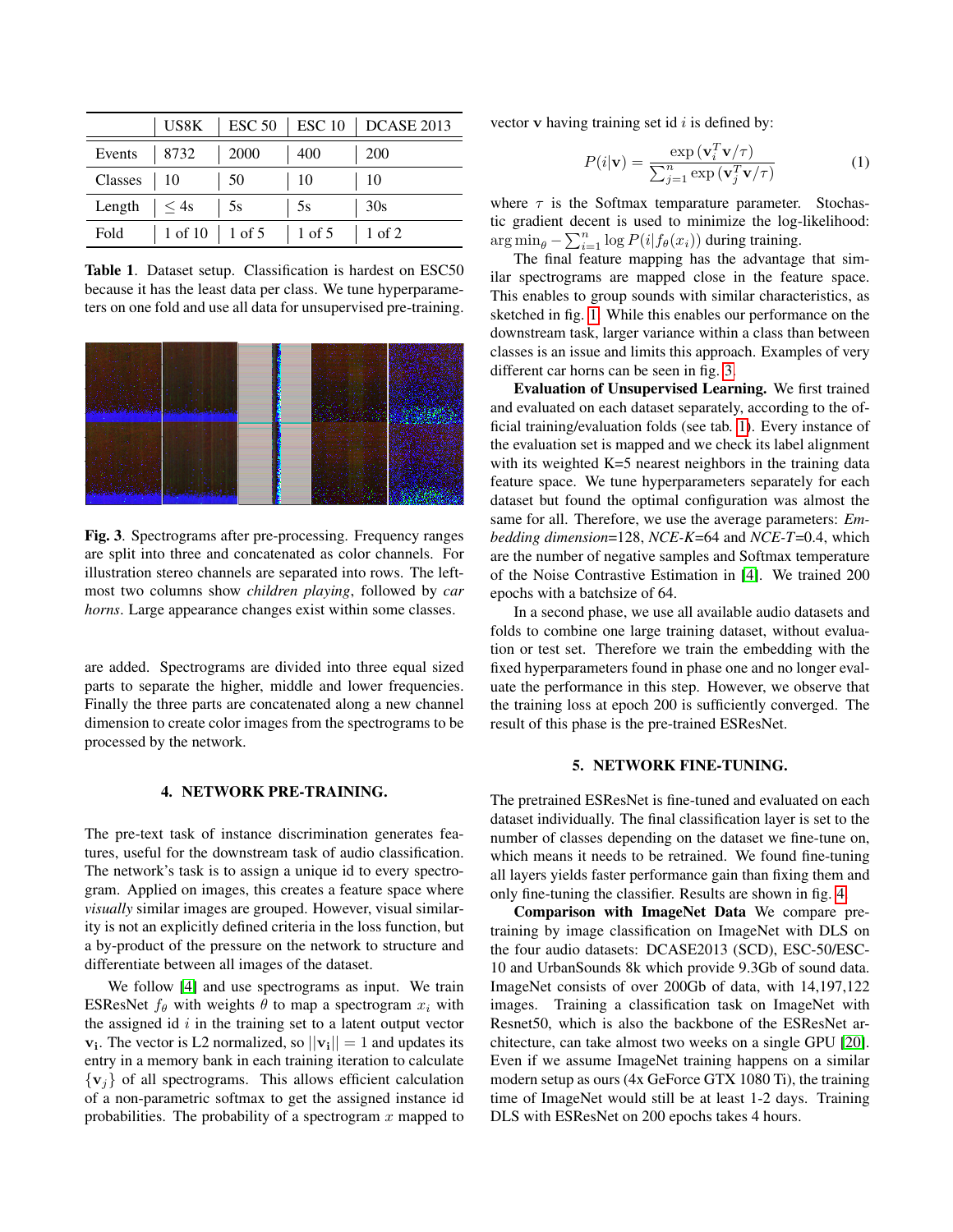|  | US8K | ESC 50 | ESC 10 | DCASE 2013 |
|---|---|---|---|---|
| Events | 8732 | 2000 | 400 | 200 |
| Classes | 10 | 50 | 10 | 10 |
| Length | $\leq$ 4s | 5s | 5s | 30s |
| Fold | 1 of 10 | 1 of 5 | 1 of 5 | 1 of 2 |

**Table 1**. Dataset setup. Classification is hardest on ESC50 because it has the least data per class. We tune hyperparameters on one fold and use all data for unsupervised pre-training.

**Fig. 3**. Spectrograms after pre-processing. Frequency ranges are split into three and concatenated as color channels. For illustration stereo channels are separated into rows. The leftmost two columns show *children playing*, followed by *car horns*. Large appearance changes exist within some classes.

are added. Spectrograms are divided into three equal sized parts to separate the higher, middle and lower frequencies. Finally the three parts are concatenated along a new channel dimension to create color images from the spectrograms to be processed by the network.

## 4. NETWORK PRE-TRAINING.

The pre-text task of instance discrimination generates features, useful for the downstream task of audio classification. The network's task is to assign a unique id to every spectrogram. Applied on images, this creates a feature space where *visually* similar images are grouped. However, visual similarity is not an explicitly defined criteria in the loss function, but a by-product of the pressure on the network to structure and differentiate between all images of the dataset.

We follow [4] and use spectrograms as input. We train ESResNet $f_\theta$ with weights $\theta$ to map a spectrogram $x_i$ with the assigned id $i$ in the training set to a latent output vector $\mathbf{v_i}$. The vector is L2 normalized, so $||\mathbf{v_i}|| = 1$ and updates its entry in a memory bank in each training iteration to calculate $\{\mathbf{v}_j\}$ of all spectrograms. This allows efficient calculation of a non-parametric softmax to get the assigned instance id probabilities. The probability of a spectrogram $x$ mapped to vector $\mathbf{v}$ having training set id $i$ is defined by:

$$P(i|\mathbf{v}) = \frac{\exp\left(\mathbf{v}_i^T \mathbf{v}/\tau\right)}{\sum_{j=1}^{n} \exp\left(\mathbf{v}_j^T \mathbf{v}/\tau\right)} \tag{1}$$

where $\tau$ is the Softmax temparature parameter. Stochastic gradient decent is used to minimize the log-likelihood: $\arg\min_\theta - \sum_{i=1}^{n} \log P(i|f_\theta(x_i))$ during training.

The final feature mapping has the advantage that similar spectrograms are mapped close in the feature space. This enables to group sounds with similar characteristics, as sketched in fig. 1. While this enables our performance on the downstream task, larger variance within a class than between classes is an issue and limits this approach. Examples of very different car horns can be seen in fig. 3.

**Evaluation of Unsupervised Learning.** We first trained and evaluated on each dataset separately, according to the official training/evaluation folds (see tab. 1). Every instance of the evaluation set is mapped and we check its label alignment with its weighted K=5 nearest neighbors in the training data feature space. We tune hyperparameters separately for each dataset but found the optimal configuration was almost the same for all. Therefore, we use the average parameters: *Embedding dimension*=128, *NCE-K*=64 and *NCE-T*=0.4, which are the number of negative samples and Softmax temperature of the Noise Contrastive Estimation in [4]. We trained 200 epochs with a batchsize of 64.

In a second phase, we use all available audio datasets and folds to combine one large training dataset, without evaluation or test set. Therefore we train the embedding with the fixed hyperparameters found in phase one and no longer evaluate the performance in this step. However, we observe that the training loss at epoch 200 is sufficiently converged. The result of this phase is the pre-trained ESResNet.

## 5. NETWORK FINE-TUNING.

The pretrained ESResNet is fine-tuned and evaluated on each dataset individually. The final classification layer is set to the number of classes depending on the dataset we fine-tune on, which means it needs to be retrained. We found fine-tuning all layers yields faster performance gain than fixing them and only fine-tuning the classifier. Results are shown in fig. 4.

**Comparison with ImageNet Data** We compare pretraining by image classification on ImageNet with DLS on the four audio datasets: DCASE2013 (SCD), ESC-50/ESC-10 and UrbanSounds 8k which provide 9.3Gb of sound data. ImageNet consists of over 200Gb of data, with 14,197,122 images. Training a classification task on ImageNet with Resnet50, which is also the backbone of the ESResNet architecture, can take almost two weeks on a single GPU [20]. Even if we assume ImageNet training happens on a similar modern setup as ours (4x GeForce GTX 1080 Ti), the training time of ImageNet would still be at least 1-2 days. Training DLS with ESResNet on 200 epochs takes 4 hours.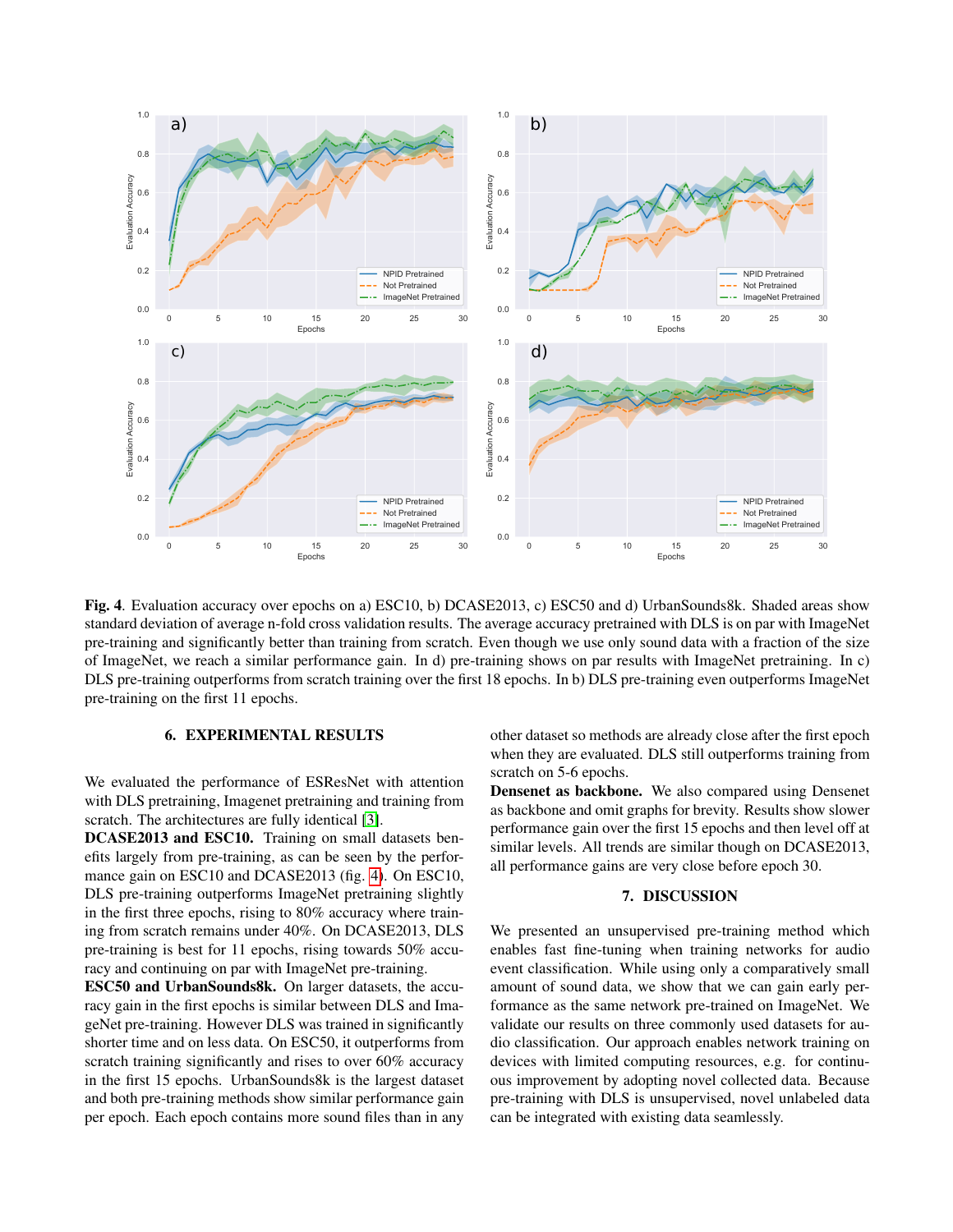**Fig. 4**. Evaluation accuracy over epochs on a) ESC10, b) DCASE2013, c) ESC50 and d) UrbanSounds8k. Shaded areas show standard deviation of average n-fold cross validation results. The average accuracy pretrained with DLS is on par with ImageNet pre-training and significantly better than training from scratch. Even though we use only sound data with a fraction of the size of ImageNet, we reach a similar performance gain. In d) pre-training shows on par results with ImageNet pretraining. In c) DLS pre-training outperforms from scratch training over the first 18 epochs. In b) DLS pre-training even outperforms ImageNet pre-training on the first 11 epochs.

## 6. EXPERIMENTAL RESULTS

We evaluated the performance of ESResNet with attention with DLS pretraining, Imagenet pretraining and training from scratch. The architectures are fully identical [3].

**DCASE2013 and ESC10.** Training on small datasets benefits largely from pre-training, as can be seen by the performance gain on ESC10 and DCASE2013 (fig. 4). On ESC10, DLS pre-training outperforms ImageNet pretraining slightly in the first three epochs, rising to 80% accuracy where training from scratch remains under 40%. On DCASE2013, DLS pre-training is best for 11 epochs, rising towards 50% accuracy and continuing on par with ImageNet pre-training.

**ESC50 and UrbanSounds8k.** On larger datasets, the accuracy gain in the first epochs is similar between DLS and ImageNet pre-training. However DLS was trained in significantly shorter time and on less data. On ESC50, it outperforms from scratch training significantly and rises to over 60% accuracy in the first 15 epochs. UrbanSounds8k is the largest dataset and both pre-training methods show similar performance gain per epoch. Each epoch contains more sound files than in any other dataset so methods are already close after the first epoch when they are evaluated. DLS still outperforms training from scratch on 5-6 epochs.

**Densenet as backbone.** We also compared using Densenet as backbone and omit graphs for brevity. Results show slower performance gain over the first 15 epochs and then level off at similar levels. All trends are similar though on DCASE2013, all performance gains are very close before epoch 30.

## 7. DISCUSSION

We presented an unsupervised pre-training method which enables fast fine-tuning when training networks for audio event classification. While using only a comparatively small amount of sound data, we show that we can gain early performance as the same network pre-trained on ImageNet. We validate our results on three commonly used datasets for audio classification. Our approach enables network training on devices with limited computing resources, e.g. for continuous improvement by adopting novel collected data. Because pre-training with DLS is unsupervised, novel unlabeled data can be integrated with existing data seamlessly.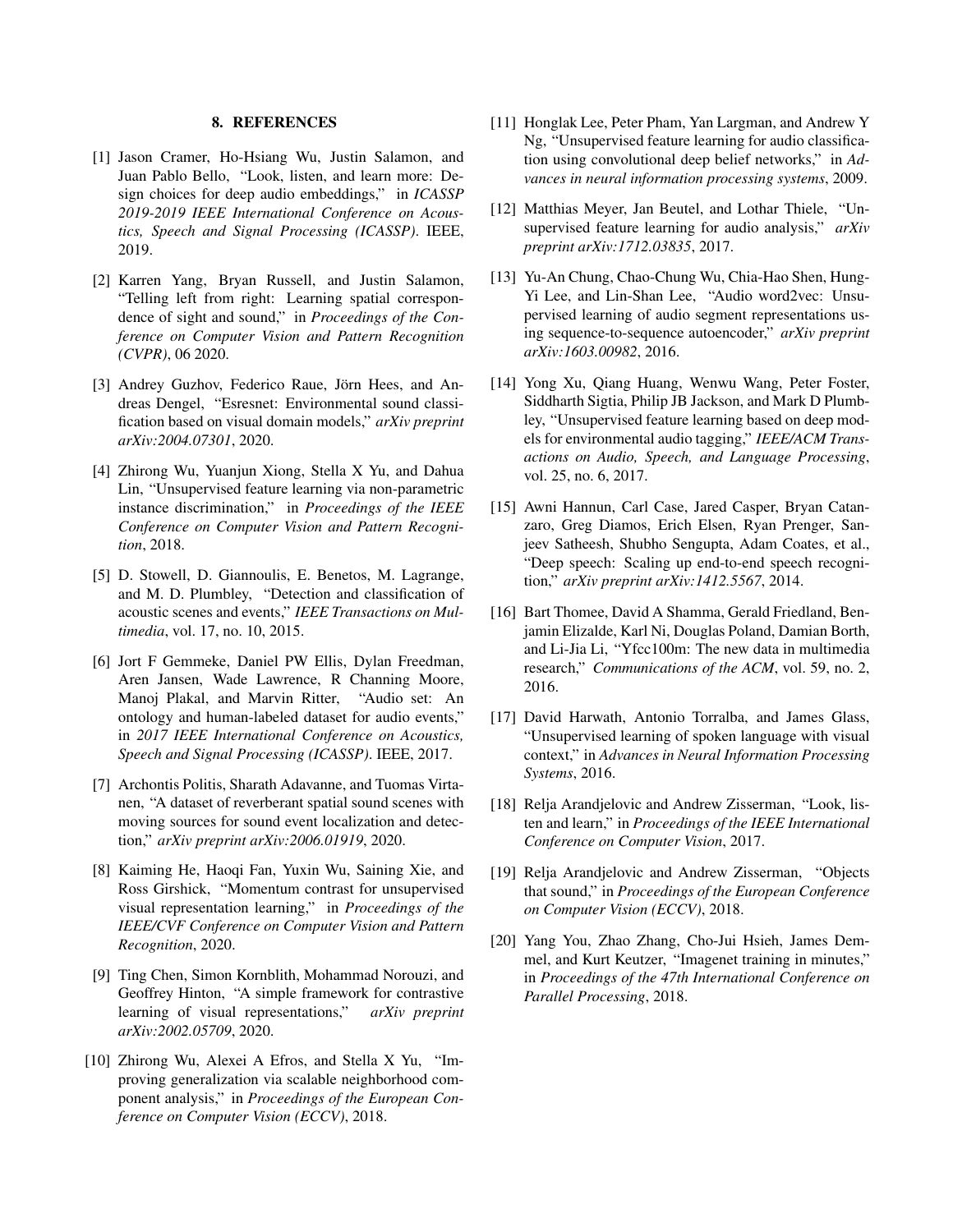## 8. REFERENCES

[1] Jason Cramer, Ho-Hsiang Wu, Justin Salamon, and Juan Pablo Bello, "Look, listen, and learn more: Design choices for deep audio embeddings," in *ICASSP 2019-2019 IEEE International Conference on Acoustics, Speech and Signal Processing (ICASSP)*. IEEE, 2019.

[2] Karren Yang, Bryan Russell, and Justin Salamon, "Telling left from right: Learning spatial correspondence of sight and sound," in *Proceedings of the Conference on Computer Vision and Pattern Recognition (CVPR)*, 06 2020.

[3] Andrey Guzhov, Federico Raue, Jörn Hees, and Andreas Dengel, "Esresnet: Environmental sound classification based on visual domain models," *arXiv preprint arXiv:2004.07301*, 2020.

[4] Zhirong Wu, Yuanjun Xiong, Stella X Yu, and Dahua Lin, "Unsupervised feature learning via non-parametric instance discrimination," in *Proceedings of the IEEE Conference on Computer Vision and Pattern Recognition*, 2018.

[5] D. Stowell, D. Giannoulis, E. Benetos, M. Lagrange, and M. D. Plumbley, "Detection and classification of acoustic scenes and events," *IEEE Transactions on Multimedia*, vol. 17, no. 10, 2015.

[6] Jort F Gemmeke, Daniel PW Ellis, Dylan Freedman, Aren Jansen, Wade Lawrence, R Channing Moore, Manoj Plakal, and Marvin Ritter, "Audio set: An ontology and human-labeled dataset for audio events," in *2017 IEEE International Conference on Acoustics, Speech and Signal Processing (ICASSP)*. IEEE, 2017.

[7] Archontis Politis, Sharath Adavanne, and Tuomas Virtanen, "A dataset of reverberant spatial sound scenes with moving sources for sound event localization and detection," *arXiv preprint arXiv:2006.01919*, 2020.

[8] Kaiming He, Haoqi Fan, Yuxin Wu, Saining Xie, and Ross Girshick, "Momentum contrast for unsupervised visual representation learning," in *Proceedings of the IEEE/CVF Conference on Computer Vision and Pattern Recognition*, 2020.

[9] Ting Chen, Simon Kornblith, Mohammad Norouzi, and Geoffrey Hinton, "A simple framework for contrastive learning of visual representations," *arXiv preprint arXiv:2002.05709*, 2020.

[10] Zhirong Wu, Alexei A Efros, and Stella X Yu, "Improving generalization via scalable neighborhood component analysis," in *Proceedings of the European Conference on Computer Vision (ECCV)*, 2018.

[11] Honglak Lee, Peter Pham, Yan Largman, and Andrew Y Ng, "Unsupervised feature learning for audio classification using convolutional deep belief networks," in *Advances in neural information processing systems*, 2009.

[12] Matthias Meyer, Jan Beutel, and Lothar Thiele, "Unsupervised feature learning for audio analysis," *arXiv preprint arXiv:1712.03835*, 2017.

[13] Yu-An Chung, Chao-Chung Wu, Chia-Hao Shen, Hung-Yi Lee, and Lin-Shan Lee, "Audio word2vec: Unsupervised learning of audio segment representations using sequence-to-sequence autoencoder," *arXiv preprint arXiv:1603.00982*, 2016.

[14] Yong Xu, Qiang Huang, Wenwu Wang, Peter Foster, Siddharth Sigtia, Philip JB Jackson, and Mark D Plumbley, "Unsupervised feature learning based on deep models for environmental audio tagging," *IEEE/ACM Transactions on Audio, Speech, and Language Processing*, vol. 25, no. 6, 2017.

[15] Awni Hannun, Carl Case, Jared Casper, Bryan Catanzaro, Greg Diamos, Erich Elsen, Ryan Prenger, Sanjeev Satheesh, Shubho Sengupta, Adam Coates, et al., "Deep speech: Scaling up end-to-end speech recognition," *arXiv preprint arXiv:1412.5567*, 2014.

[16] Bart Thomee, David A Shamma, Gerald Friedland, Benjamin Elizalde, Karl Ni, Douglas Poland, Damian Borth, and Li-Jia Li, "Yfcc100m: The new data in multimedia research," *Communications of the ACM*, vol. 59, no. 2, 2016.

[17] David Harwath, Antonio Torralba, and James Glass, "Unsupervised learning of spoken language with visual context," in *Advances in Neural Information Processing Systems*, 2016.

[18] Relja Arandjelovic and Andrew Zisserman, "Look, listen and learn," in *Proceedings of the IEEE International Conference on Computer Vision*, 2017.

[19] Relja Arandjelovic and Andrew Zisserman, "Objects that sound," in *Proceedings of the European Conference on Computer Vision (ECCV)*, 2018.

[20] Yang You, Zhao Zhang, Cho-Jui Hsieh, James Demmel, and Kurt Keutzer, "Imagenet training in minutes," in *Proceedings of the 47th International Conference on Parallel Processing*, 2018.